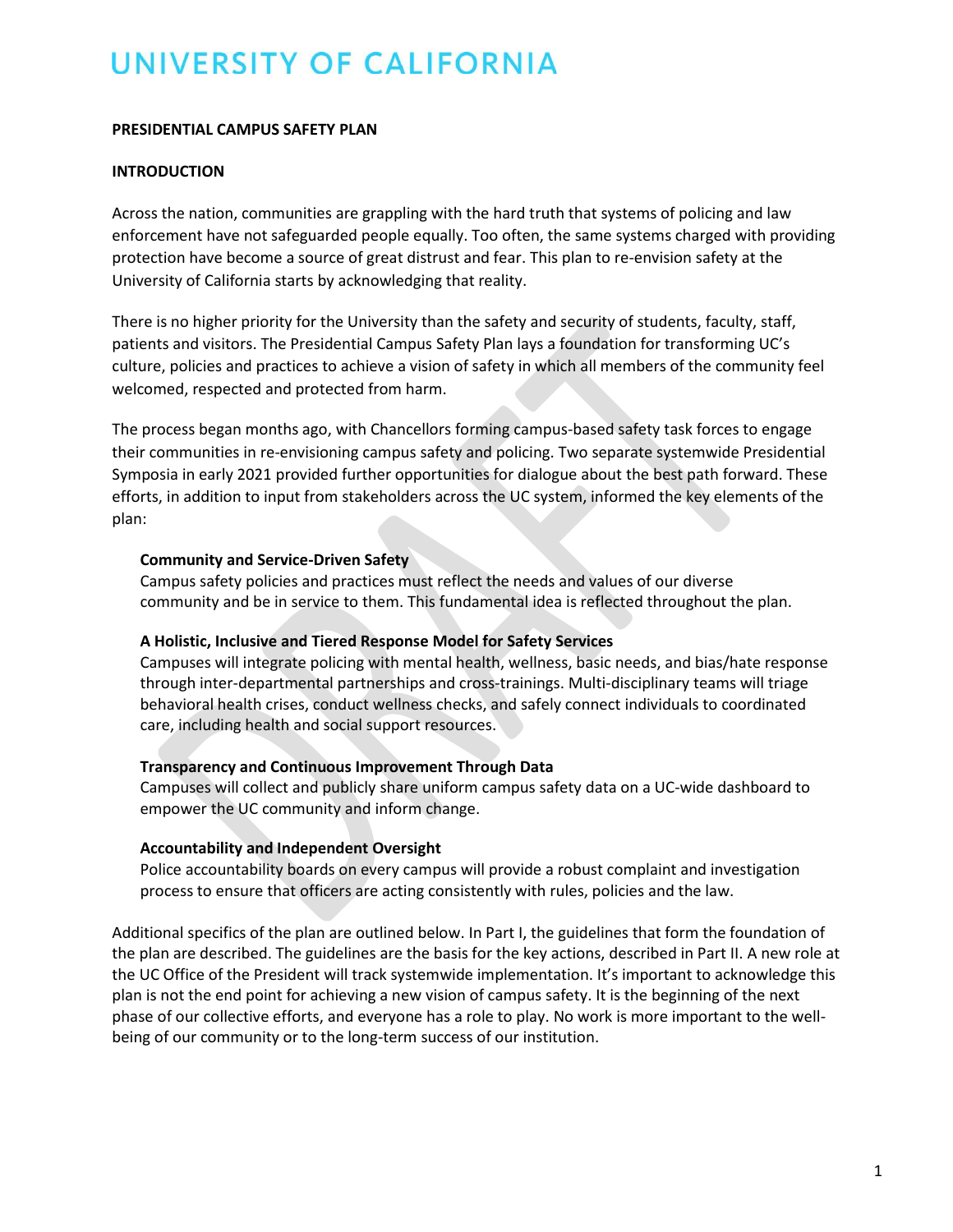# UNIVERSITY OF CALIFORNIA

**PRESIDENTIAL CAMPUS SAFETY PLAN**

**INTRODUCTION**

Across the nation, communities are grappling with the hard truth that systems of policing and law enforcement have not safeguarded people equally. Too often, the same systems charged with providing protection have become a source of great distrust and fear. This plan to re-envision safety at the University of California starts by acknowledging that reality.

There is no higher priority for the University than the safety and security of students, faculty, staff, patients and visitors. The Presidential Campus Safety Plan lays a foundation for transforming UC's culture, policies and practices to achieve a vision of safety in which all members of the community feel welcomed, respected and protected from harm.

The process began months ago, with Chancellors forming campus-based safety task forces to engage their communities in re-envisioning campus safety and policing. Two separate systemwide Presidential Symposia in early 2021 provided further opportunities for dialogue about the best path forward. These efforts, in addition to input from stakeholders across the UC system, informed the key elements of the plan:

**Community and Service-Driven Safety**
Campus safety policies and practices must reflect the needs and values of our diverse community and be in service to them. This fundamental idea is reflected throughout the plan.

**A Holistic, Inclusive and Tiered Response Model for Safety Services**
Campuses will integrate policing with mental health, wellness, basic needs, and bias/hate response through inter-departmental partnerships and cross-trainings. Multi-disciplinary teams will triage behavioral health crises, conduct wellness checks, and safely connect individuals to coordinated care, including health and social support resources.

**Transparency and Continuous Improvement Through Data**
Campuses will collect and publicly share uniform campus safety data on a UC-wide dashboard to empower the UC community and inform change.

**Accountability and Independent Oversight**
Police accountability boards on every campus will provide a robust complaint and investigation process to ensure that officers are acting consistently with rules, policies and the law.

Additional specifics of the plan are outlined below. In Part I, the guidelines that form the foundation of the plan are described. The guidelines are the basis for the key actions, described in Part II. A new role at the UC Office of the President will track systemwide implementation. It's important to acknowledge this plan is not the end point for achieving a new vision of campus safety. It is the beginning of the next phase of our collective efforts, and everyone has a role to play. No work is more important to the well-being of our community or to the long-term success of our institution.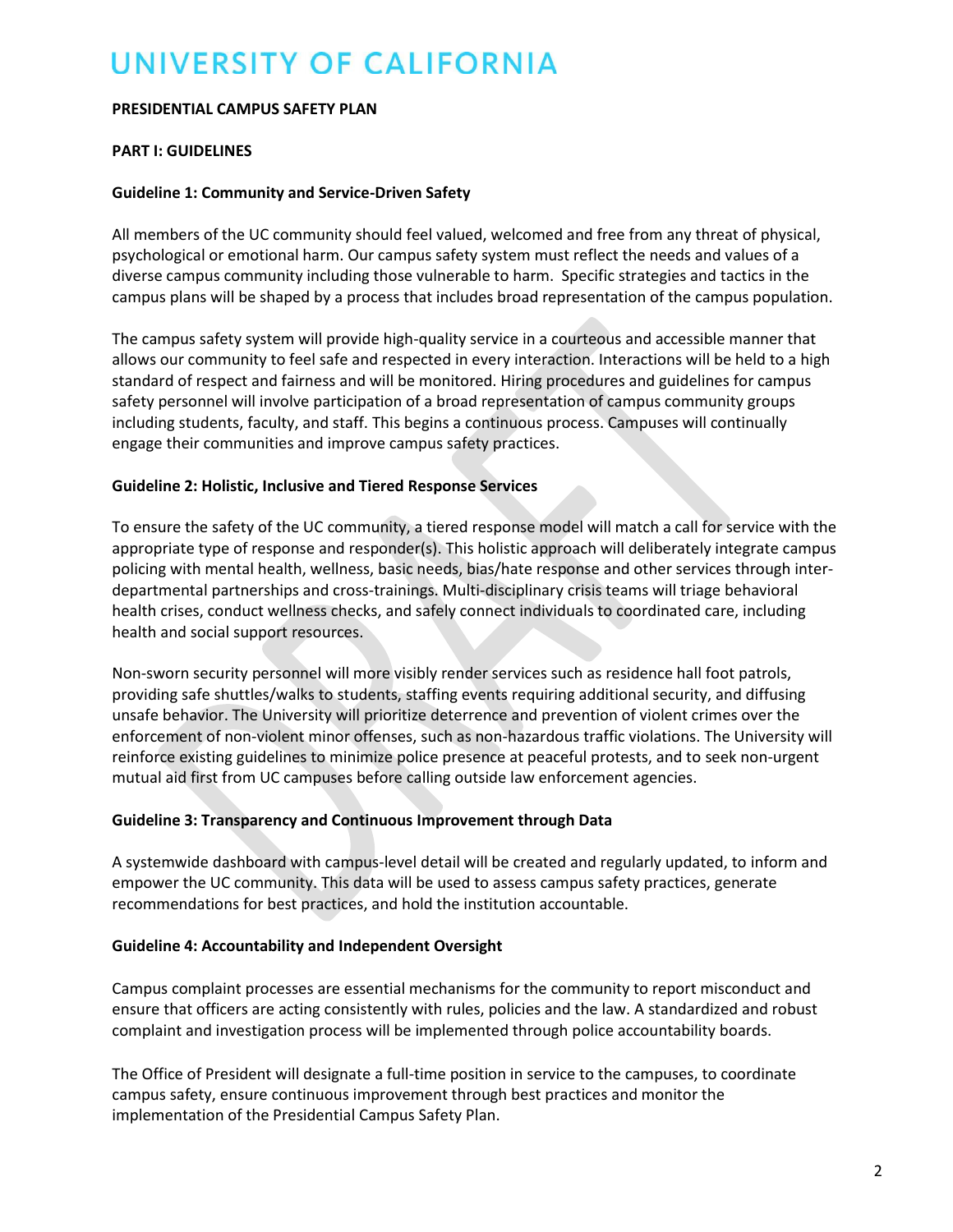# UNIVERSITY OF CALIFORNIA

**PRESIDENTIAL CAMPUS SAFETY PLAN**

**PART I: GUIDELINES**

**Guideline 1: Community and Service-Driven Safety**

All members of the UC community should feel valued, welcomed and free from any threat of physical, psychological or emotional harm. Our campus safety system must reflect the needs and values of a diverse campus community including those vulnerable to harm. Specific strategies and tactics in the campus plans will be shaped by a process that includes broad representation of the campus population.

The campus safety system will provide high-quality service in a courteous and accessible manner that allows our community to feel safe and respected in every interaction. Interactions will be held to a high standard of respect and fairness and will be monitored. Hiring procedures and guidelines for campus safety personnel will involve participation of a broad representation of campus community groups including students, faculty, and staff. This begins a continuous process. Campuses will continually engage their communities and improve campus safety practices.

**Guideline 2: Holistic, Inclusive and Tiered Response Services**

To ensure the safety of the UC community, a tiered response model will match a call for service with the appropriate type of response and responder(s). This holistic approach will deliberately integrate campus policing with mental health, wellness, basic needs, bias/hate response and other services through inter-departmental partnerships and cross-trainings. Multi-disciplinary crisis teams will triage behavioral health crises, conduct wellness checks, and safely connect individuals to coordinated care, including health and social support resources.

Non-sworn security personnel will more visibly render services such as residence hall foot patrols, providing safe shuttles/walks to students, staffing events requiring additional security, and diffusing unsafe behavior. The University will prioritize deterrence and prevention of violent crimes over the enforcement of non-violent minor offenses, such as non-hazardous traffic violations. The University will reinforce existing guidelines to minimize police presence at peaceful protests, and to seek non-urgent mutual aid first from UC campuses before calling outside law enforcement agencies.

**Guideline 3: Transparency and Continuous Improvement through Data**

A systemwide dashboard with campus-level detail will be created and regularly updated, to inform and empower the UC community. This data will be used to assess campus safety practices, generate recommendations for best practices, and hold the institution accountable.

**Guideline 4: Accountability and Independent Oversight**

Campus complaint processes are essential mechanisms for the community to report misconduct and ensure that officers are acting consistently with rules, policies and the law. A standardized and robust complaint and investigation process will be implemented through police accountability boards.

The Office of President will designate a full-time position in service to the campuses, to coordinate campus safety, ensure continuous improvement through best practices and monitor the implementation of the Presidential Campus Safety Plan.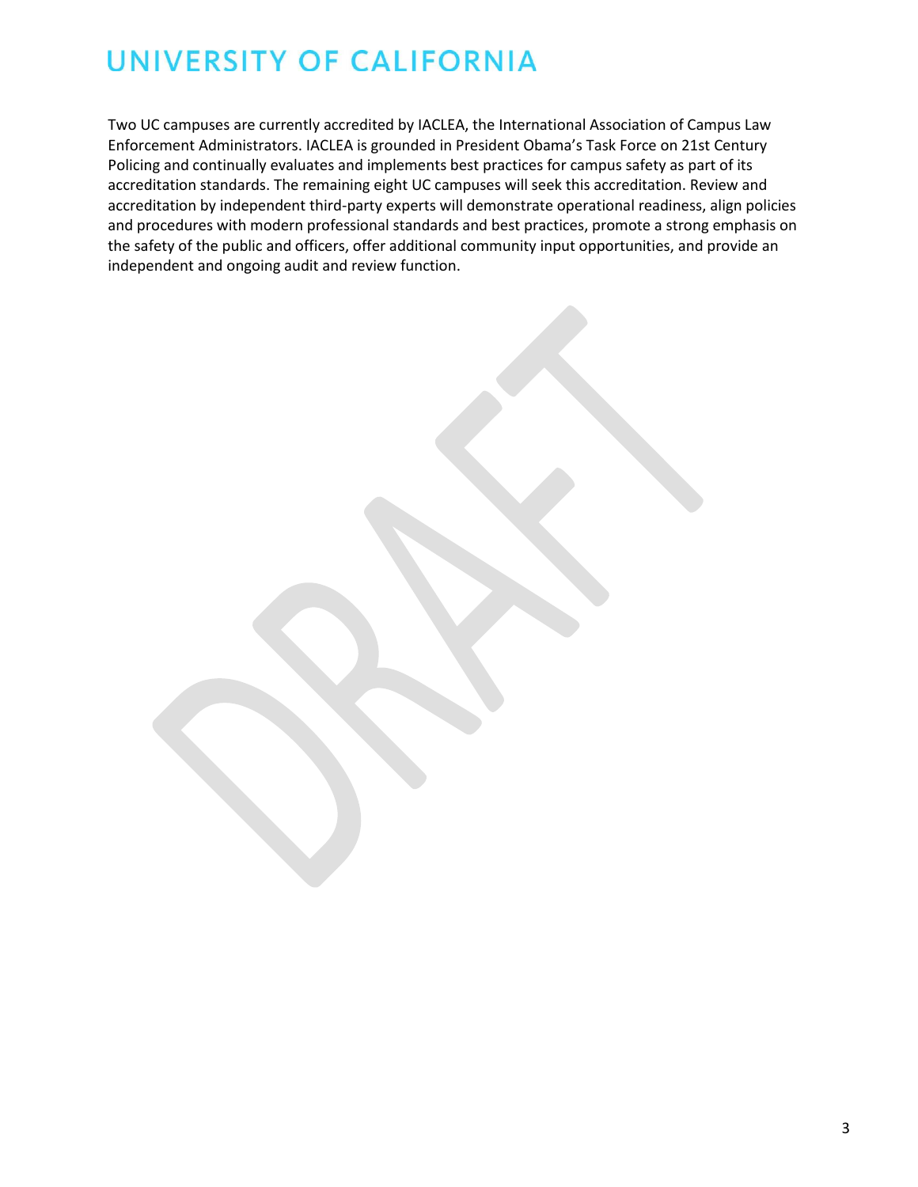Two UC campuses are currently accredited by IACLEA, the International Association of Campus Law Enforcement Administrators. IACLEA is grounded in President Obama's Task Force on 21st Century Policing and continually evaluates and implements best practices for campus safety as part of its accreditation standards. The remaining eight UC campuses will seek this accreditation. Review and accreditation by independent third-party experts will demonstrate operational readiness, align policies and procedures with modern professional standards and best practices, promote a strong emphasis on the safety of the public and officers, offer additional community input opportunities, and provide an independent and ongoing audit and review function.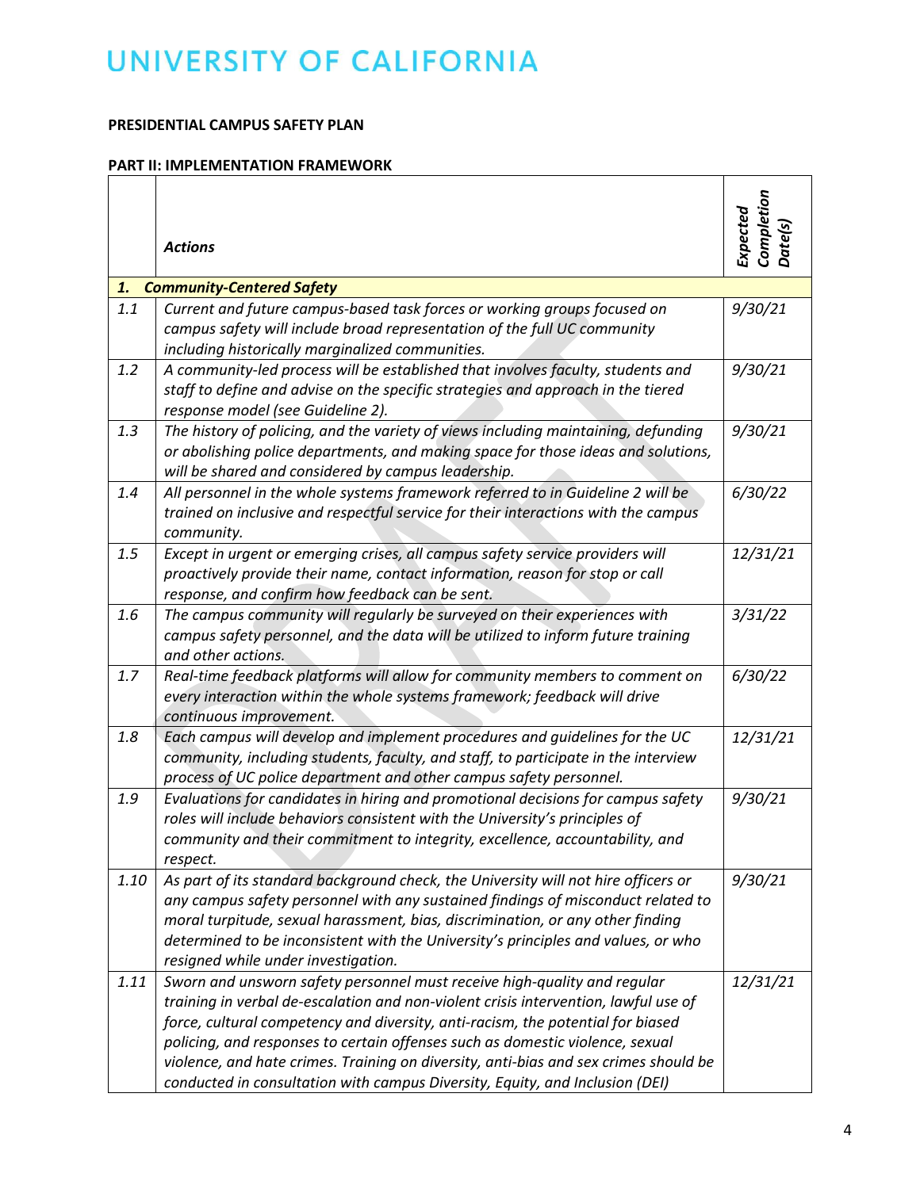# UNIVERSITY OF CALIFORNIA

**PRESIDENTIAL CAMPUS SAFETY PLAN**

**PART II: IMPLEMENTATION FRAMEWORK**

| | *Actions* | *Expected Completion Date(s)* |
|---|---|---|
| ***1.*** | ***Community-Centered Safety*** | |
| *1.1* | *Current and future campus-based task forces or working groups focused on campus safety will include broad representation of the full UC community including historically marginalized communities.* | *9/30/21* |
| *1.2* | *A community-led process will be established that involves faculty, students and staff to define and advise on the specific strategies and approach in the tiered response model (see Guideline 2).* | *9/30/21* |
| *1.3* | *The history of policing, and the variety of views including maintaining, defunding or abolishing police departments, and making space for those ideas and solutions, will be shared and considered by campus leadership.* | *9/30/21* |
| *1.4* | *All personnel in the whole systems framework referred to in Guideline 2 will be trained on inclusive and respectful service for their interactions with the campus community.* | *6/30/22* |
| *1.5* | *Except in urgent or emerging crises, all campus safety service providers will proactively provide their name, contact information, reason for stop or call response, and confirm how feedback can be sent.* | *12/31/21* |
| *1.6* | *The campus community will regularly be surveyed on their experiences with campus safety personnel, and the data will be utilized to inform future training and other actions.* | *3/31/22* |
| *1.7* | *Real-time feedback platforms will allow for community members to comment on every interaction within the whole systems framework; feedback will drive continuous improvement.* | *6/30/22* |
| *1.8* | *Each campus will develop and implement procedures and guidelines for the UC community, including students, faculty, and staff, to participate in the interview process of UC police department and other campus safety personnel.* | *12/31/21* |
| *1.9* | *Evaluations for candidates in hiring and promotional decisions for campus safety roles will include behaviors consistent with the University's principles of community and their commitment to integrity, excellence, accountability, and respect.* | *9/30/21* |
| *1.10* | *As part of its standard background check, the University will not hire officers or any campus safety personnel with any sustained findings of misconduct related to moral turpitude, sexual harassment, bias, discrimination, or any other finding determined to be inconsistent with the University's principles and values, or who resigned while under investigation.* | *9/30/21* |
| *1.11* | *Sworn and unsworn safety personnel must receive high-quality and regular training in verbal de-escalation and non-violent crisis intervention, lawful use of force, cultural competency and diversity, anti-racism, the potential for biased policing, and responses to certain offenses such as domestic violence, sexual violence, and hate crimes. Training on diversity, anti-bias and sex crimes should be conducted in consultation with campus Diversity, Equity, and Inclusion (DEI)* | *12/31/21* |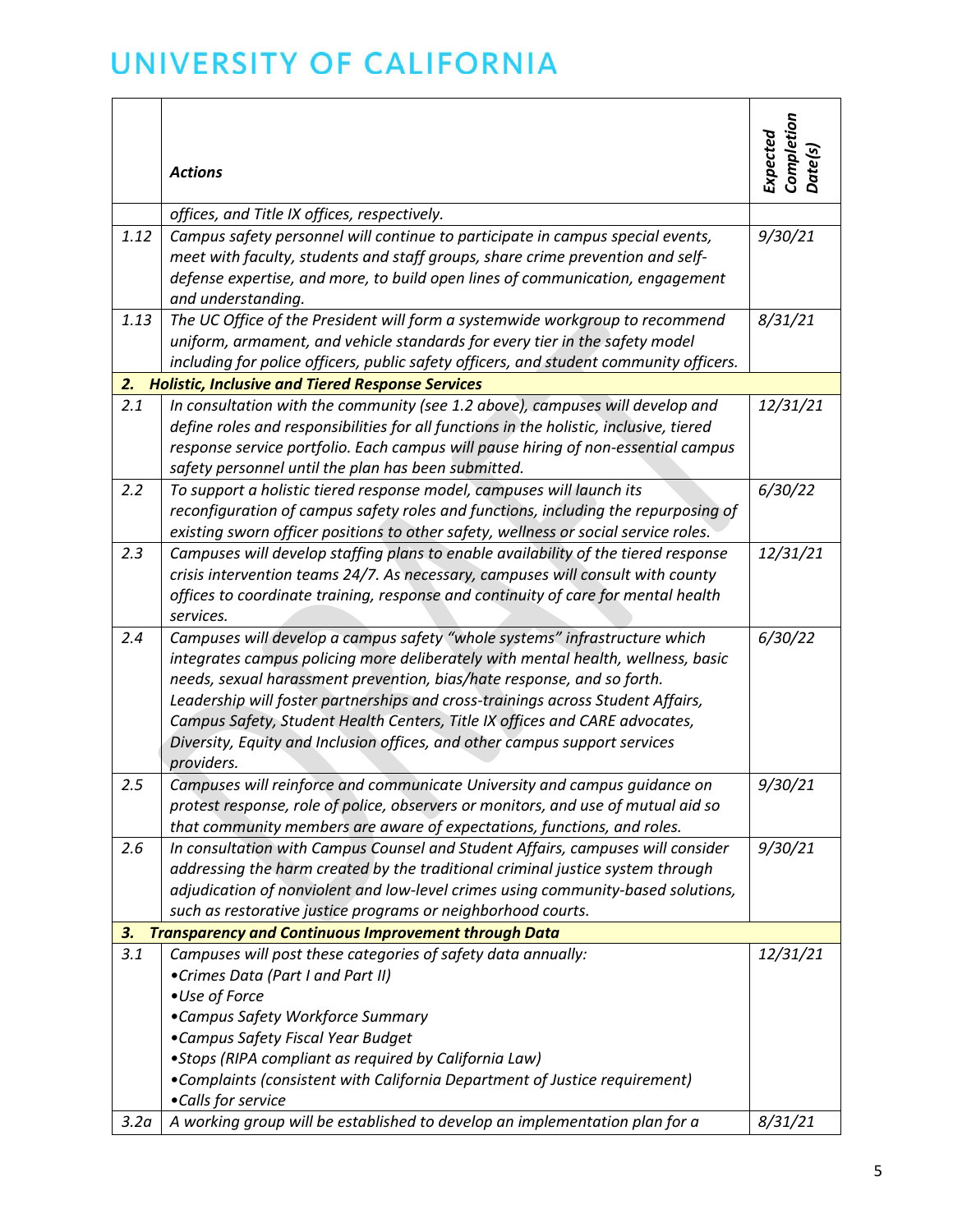| | *Actions* | *Expected Completion Date(s)* |
|---|---|---|
| | *offices, and Title IX offices, respectively.* | |
| *1.12* | *Campus safety personnel will continue to participate in campus special events, meet with faculty, students and staff groups, share crime prevention and self-defense expertise, and more, to build open lines of communication, engagement and understanding.* | *9/30/21* |
| *1.13* | *The UC Office of the President will form a systemwide workgroup to recommend uniform, armament, and vehicle standards for every tier in the safety model including for police officers, public safety officers, and student community officers.* | *8/31/21* |
| ***2.*** | ***Holistic, Inclusive and Tiered Response Services*** | |
| *2.1* | *In consultation with the community (see 1.2 above), campuses will develop and define roles and responsibilities for all functions in the holistic, inclusive, tiered response service portfolio. Each campus will pause hiring of non-essential campus safety personnel until the plan has been submitted.* | *12/31/21* |
| *2.2* | *To support a holistic tiered response model, campuses will launch its reconfiguration of campus safety roles and functions, including the repurposing of existing sworn officer positions to other safety, wellness or social service roles.* | *6/30/22* |
| *2.3* | *Campuses will develop staffing plans to enable availability of the tiered response crisis intervention teams 24/7. As necessary, campuses will consult with county offices to coordinate training, response and continuity of care for mental health services.* | *12/31/21* |
| *2.4* | *Campuses will develop a campus safety "whole systems" infrastructure which integrates campus policing more deliberately with mental health, wellness, basic needs, sexual harassment prevention, bias/hate response, and so forth. Leadership will foster partnerships and cross-trainings across Student Affairs, Campus Safety, Student Health Centers, Title IX offices and CARE advocates, Diversity, Equity and Inclusion offices, and other campus support services providers.* | *6/30/22* |
| *2.5* | *Campuses will reinforce and communicate University and campus guidance on protest response, role of police, observers or monitors, and use of mutual aid so that community members are aware of expectations, functions, and roles.* | *9/30/21* |
| *2.6* | *In consultation with Campus Counsel and Student Affairs, campuses will consider addressing the harm created by the traditional criminal justice system through adjudication of nonviolent and low-level crimes using community-based solutions, such as restorative justice programs or neighborhood courts.* | *9/30/21* |
| ***3.*** | ***Transparency and Continuous Improvement through Data*** | |
| *3.1* | *Campuses will post these categories of safety data annually:*<br>*•Crimes Data (Part I and Part II)*<br>*•Use of Force*<br>*•Campus Safety Workforce Summary*<br>*•Campus Safety Fiscal Year Budget*<br>*•Stops (RIPA compliant as required by California Law)*<br>*•Complaints (consistent with California Department of Justice requirement)*<br>*•Calls for service* | *12/31/21* |
| *3.2a* | *A working group will be established to develop an implementation plan for a* | *8/31/21* |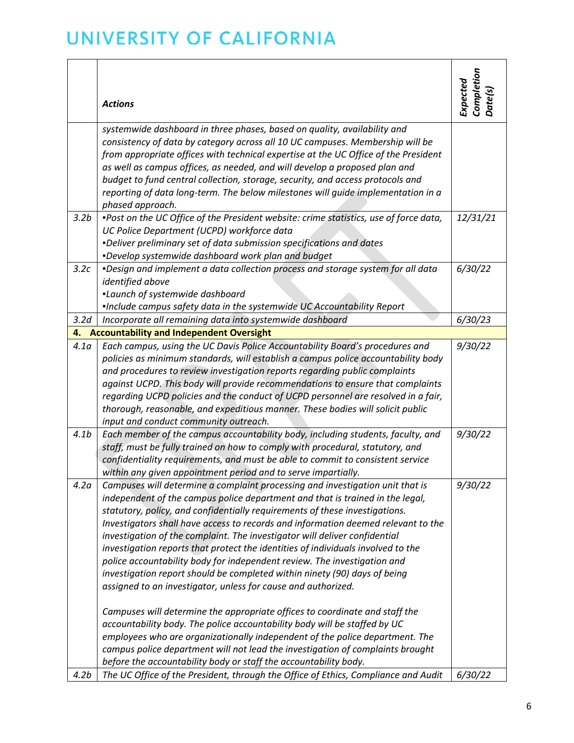# UNIVERSITY OF CALIFORNIA

| | *Actions* | *Expected Completion Date(s)* |
|---|---|---|
| | *systemwide dashboard in three phases, based on quality, availability and consistency of data by category across all 10 UC campuses. Membership will be from appropriate offices with technical expertise at the UC Office of the President as well as campus offices, as needed, and will develop a proposed plan and budget to fund central collection, storage, security, and access protocols and reporting of data long-term. The below milestones will guide implementation in a phased approach.* | |
| *3.2b* | *▪Post on the UC Office of the President website: crime statistics, use of force data, UC Police Department (UCPD) workforce data*<br>*▪Deliver preliminary set of data submission specifications and dates*<br>*▪Develop systemwide dashboard work plan and budget* | *12/31/21* |
| *3.2c* | *▪Design and implement a data collection process and storage system for all data identified above*<br>*▪Launch of systemwide dashboard*<br>*▪Include campus safety data in the systemwide UC Accountability Report* | *6/30/22* |
| *3.2d* | *Incorporate all remaining data into systemwide dashboard* | *6/30/23* |
| **4.** | **Accountability and Independent Oversight** | |
| *4.1a* | *Each campus, using the UC Davis Police Accountability Board's procedures and policies as minimum standards, will establish a campus police accountability body and procedures to review investigation reports regarding public complaints against UCPD. This body will provide recommendations to ensure that complaints regarding UCPD policies and the conduct of UCPD personnel are resolved in a fair, thorough, reasonable, and expeditious manner. These bodies will solicit public input and conduct community outreach.* | *9/30/22* |
| *4.1b* | *Each member of the campus accountability body, including students, faculty, and staff, must be fully trained on how to comply with procedural, statutory, and confidentiality requirements, and must be able to commit to consistent service within any given appointment period and to serve impartially.* | *9/30/22* |
| *4.2a* | *Campuses will determine a complaint processing and investigation unit that is independent of the campus police department and that is trained in the legal, statutory, policy, and confidentially requirements of these investigations. Investigators shall have access to records and information deemed relevant to the investigation of the complaint. The investigator will deliver confidential investigation reports that protect the identities of individuals involved to the police accountability body for independent review. The investigation and investigation report should be completed within ninety (90) days of being assigned to an investigator, unless for cause and authorized.*<br><br>*Campuses will determine the appropriate offices to coordinate and staff the accountability body. The police accountability body will be staffed by UC employees who are organizationally independent of the police department. The campus police department will not lead the investigation of complaints brought before the accountability body or staff the accountability body.* | *9/30/22* |
| *4.2b* | *The UC Office of the President, through the Office of Ethics, Compliance and Audit* | *6/30/22* |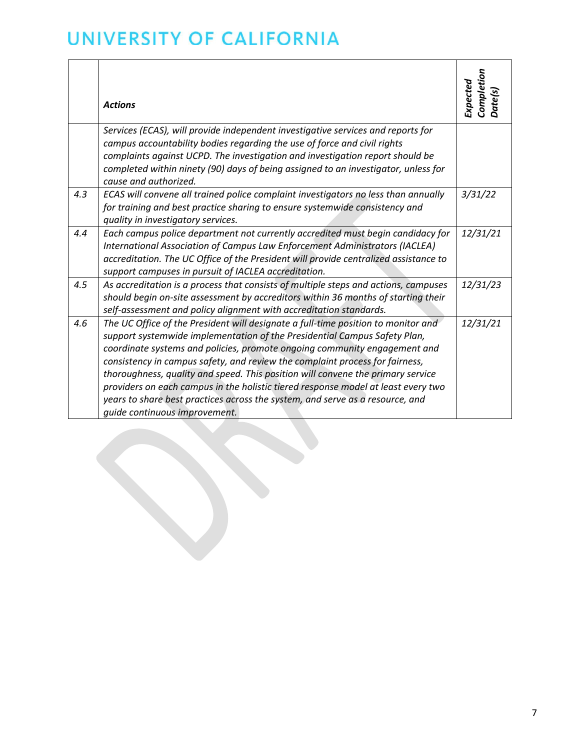| | *Actions* | *Expected Completion Date(s)* |
|---|---|---|
| | *Services (ECAS), will provide independent investigative services and reports for campus accountability bodies regarding the use of force and civil rights complaints against UCPD. The investigation and investigation report should be completed within ninety (90) days of being assigned to an investigator, unless for cause and authorized.* | |
| *4.3* | *ECAS will convene all trained police complaint investigators no less than annually for training and best practice sharing to ensure systemwide consistency and quality in investigatory services.* | *3/31/22* |
| *4.4* | *Each campus police department not currently accredited must begin candidacy for International Association of Campus Law Enforcement Administrators (IACLEA) accreditation. The UC Office of the President will provide centralized assistance to support campuses in pursuit of IACLEA accreditation.* | *12/31/21* |
| *4.5* | *As accreditation is a process that consists of multiple steps and actions, campuses should begin on-site assessment by accreditors within 36 months of starting their self-assessment and policy alignment with accreditation standards.* | *12/31/23* |
| *4.6* | *The UC Office of the President will designate a full-time position to monitor and support systemwide implementation of the Presidential Campus Safety Plan, coordinate systems and policies, promote ongoing community engagement and consistency in campus safety, and review the complaint process for fairness, thoroughness, quality and speed. This position will convene the primary service providers on each campus in the holistic tiered response model at least every two years to share best practices across the system, and serve as a resource, and guide continuous improvement.* | *12/31/21* |